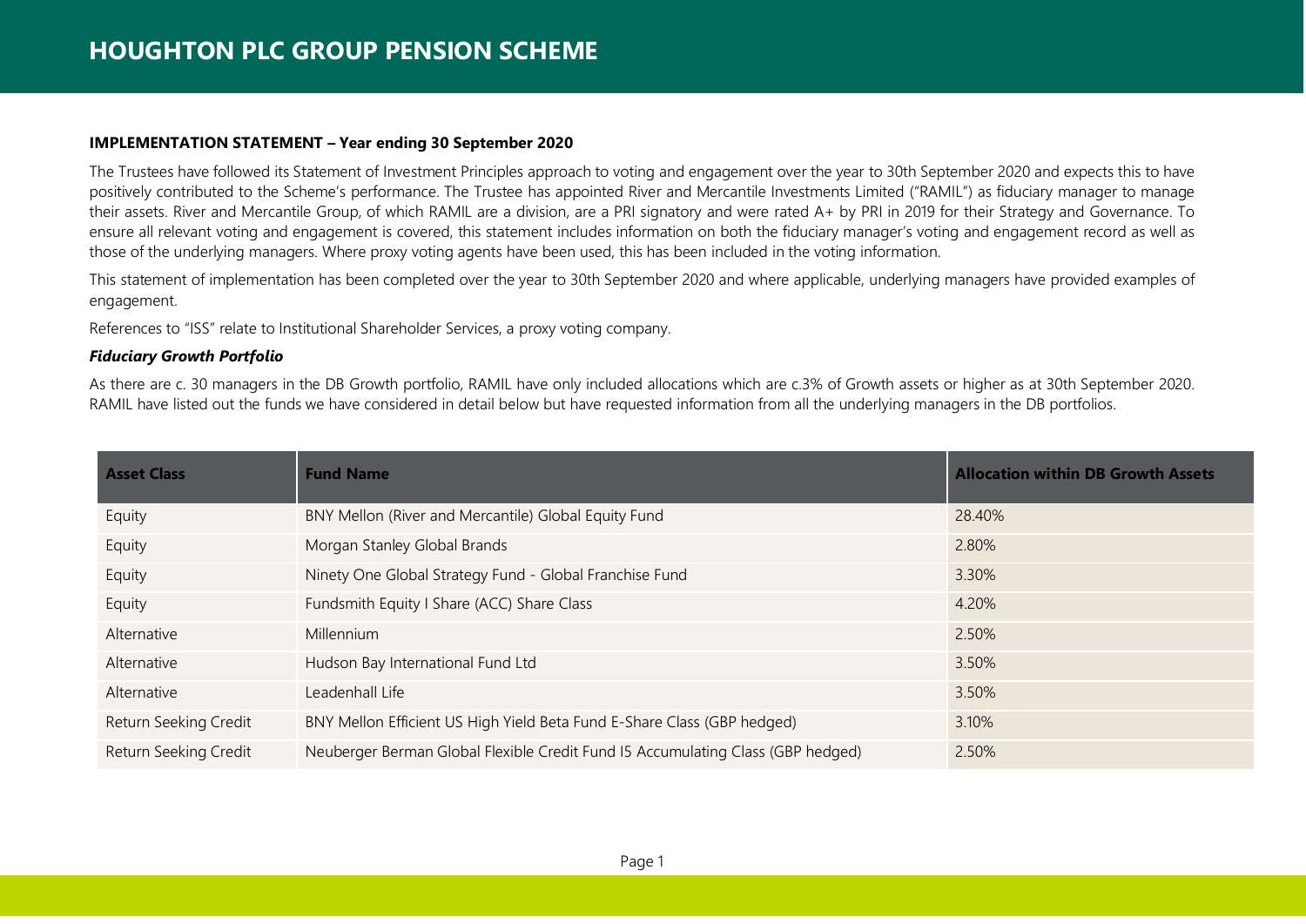# HOUGHTON PLC GROUP PENSION SCHEME

**IMPLEMENTATION STATEMENT – Year ending 30 September 2020**

The Trustees have followed its Statement of Investment Principles approach to voting and engagement over the year to 30th September 2020 and expects this to have positively contributed to the Scheme's performance. The Trustee has appointed River and Mercantile Investments Limited ("RAMIL") as fiduciary manager to manage their assets. River and Mercantile Group, of which RAMIL are a division, are a PRI signatory and were rated A+ by PRI in 2019 for their Strategy and Governance. To ensure all relevant voting and engagement is covered, this statement includes information on both the fiduciary manager's voting and engagement record as well as those of the underlying managers. Where proxy voting agents have been used, this has been included in the voting information.

This statement of implementation has been completed over the year to 30th September 2020 and where applicable, underlying managers have provided examples of engagement.

References to "ISS" relate to Institutional Shareholder Services, a proxy voting company.

***Fiduciary Growth Portfolio***

As there are c. 30 managers in the DB Growth portfolio, RAMIL have only included allocations which are c.3% of Growth assets or higher as at 30th September 2020. RAMIL have listed out the funds we have considered in detail below but have requested information from all the underlying managers in the DB portfolios.

| Asset Class | Fund Name | Allocation within DB Growth Assets |
|---|---|---|
| Equity | BNY Mellon (River and Mercantile) Global Equity Fund | 28.40% |
| Equity | Morgan Stanley Global Brands | 2.80% |
| Equity | Ninety One Global Strategy Fund - Global Franchise Fund | 3.30% |
| Equity | Fundsmith Equity I Share (ACC) Share Class | 4.20% |
| Alternative | Millennium | 2.50% |
| Alternative | Hudson Bay International Fund Ltd | 3.50% |
| Alternative | Leadenhall Life | 3.50% |
| Return Seeking Credit | BNY Mellon Efficient US High Yield Beta Fund E-Share Class (GBP hedged) | 3.10% |
| Return Seeking Credit | Neuberger Berman Global Flexible Credit Fund I5 Accumulating Class (GBP hedged) | 2.50% |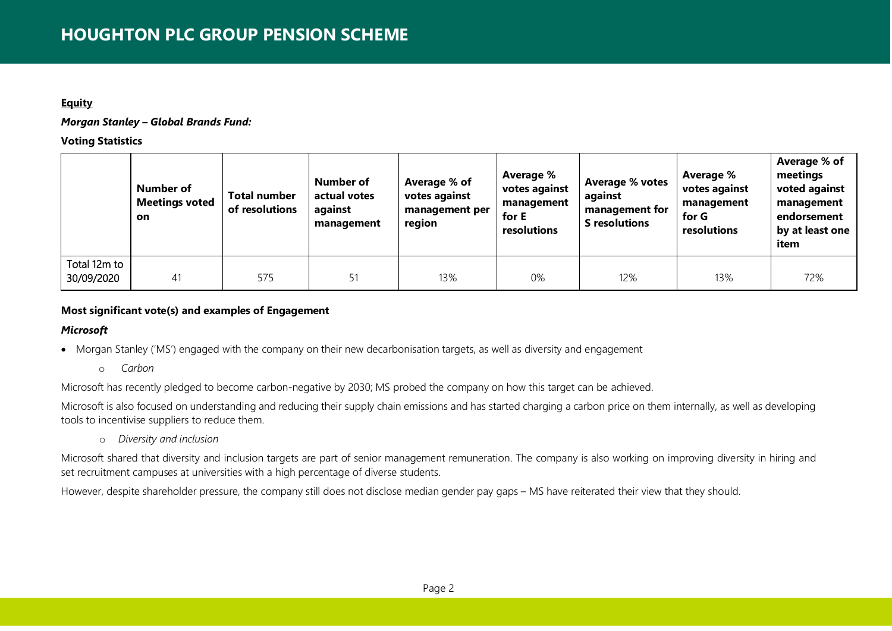**Equity**

***Morgan Stanley – Global Brands Fund:***

**Voting Statistics**

| | Number of Meetings voted on | Total number of resolutions | Number of actual votes against management | Average % of votes against management per region | Average % votes against management for E resolutions | Average % votes against management for S resolutions | Average % votes against management for G resolutions | Average % of meetings voted against management endorsement by at least one item |
|---|---|---|---|---|---|---|---|---|
| Total 12m to 30/09/2020 | 41 | 575 | 51 | 13% | 0% | 12% | 13% | 72% |

**Most significant vote(s) and examples of Engagement**

***Microsoft***

- Morgan Stanley ('MS') engaged with the company on their new decarbonisation targets, as well as diversity and engagement
    - *Carbon*

Microsoft has recently pledged to become carbon-negative by 2030; MS probed the company on how this target can be achieved.

Microsoft is also focused on understanding and reducing their supply chain emissions and has started charging a carbon price on them internally, as well as developing tools to incentivise suppliers to reduce them.

- - *Diversity and inclusion*

Microsoft shared that diversity and inclusion targets are part of senior management remuneration. The company is also working on improving diversity in hiring and set recruitment campuses at universities with a high percentage of diverse students.

However, despite shareholder pressure, the company still does not disclose median gender pay gaps – MS have reiterated their view that they should.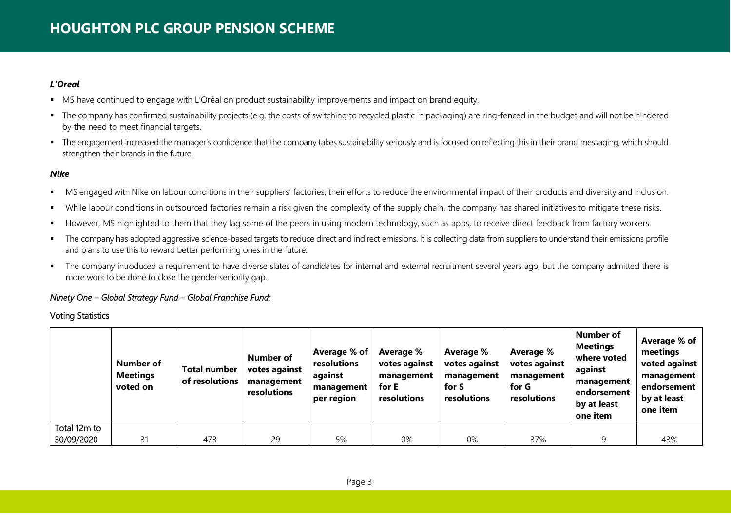### *L'Oreal*

- MS have continued to engage with L'Oréal on product sustainability improvements and impact on brand equity.
- The company has confirmed sustainability projects (e.g. the costs of switching to recycled plastic in packaging) are ring-fenced in the budget and will not be hindered by the need to meet financial targets.
- The engagement increased the manager's confidence that the company takes sustainability seriously and is focused on reflecting this in their brand messaging, which should strengthen their brands in the future.

### *Nike*

- MS engaged with Nike on labour conditions in their suppliers' factories, their efforts to reduce the environmental impact of their products and diversity and inclusion.
- While labour conditions in outsourced factories remain a risk given the complexity of the supply chain, the company has shared initiatives to mitigate these risks.
- However, MS highlighted to them that they lag some of the peers in using modern technology, such as apps, to receive direct feedback from factory workers.
- The company has adopted aggressive science-based targets to reduce direct and indirect emissions. It is collecting data from suppliers to understand their emissions profile and plans to use this to reward better performing ones in the future.
- The company introduced a requirement to have diverse slates of candidates for internal and external recruitment several years ago, but the company admitted there is more work to be done to close the gender seniority gap.

*Ninety One – Global Strategy Fund – Global Franchise Fund:*

Voting Statistics

| | Number of Meetings voted on | Total number of resolutions | Number of votes against management resolutions | Average % of resolutions against management per region | Average % votes against management for E resolutions | Average % votes against management for S resolutions | Average % votes against management for G resolutions | Number of Meetings where voted against management endorsement by at least one item | Average % of meetings voted against management endorsement by at least one item |
|---|---|---|---|---|---|---|---|---|---|
| Total 12m to 30/09/2020 | 31 | 473 | 29 | 5% | 0% | 0% | 37% | 9 | 43% |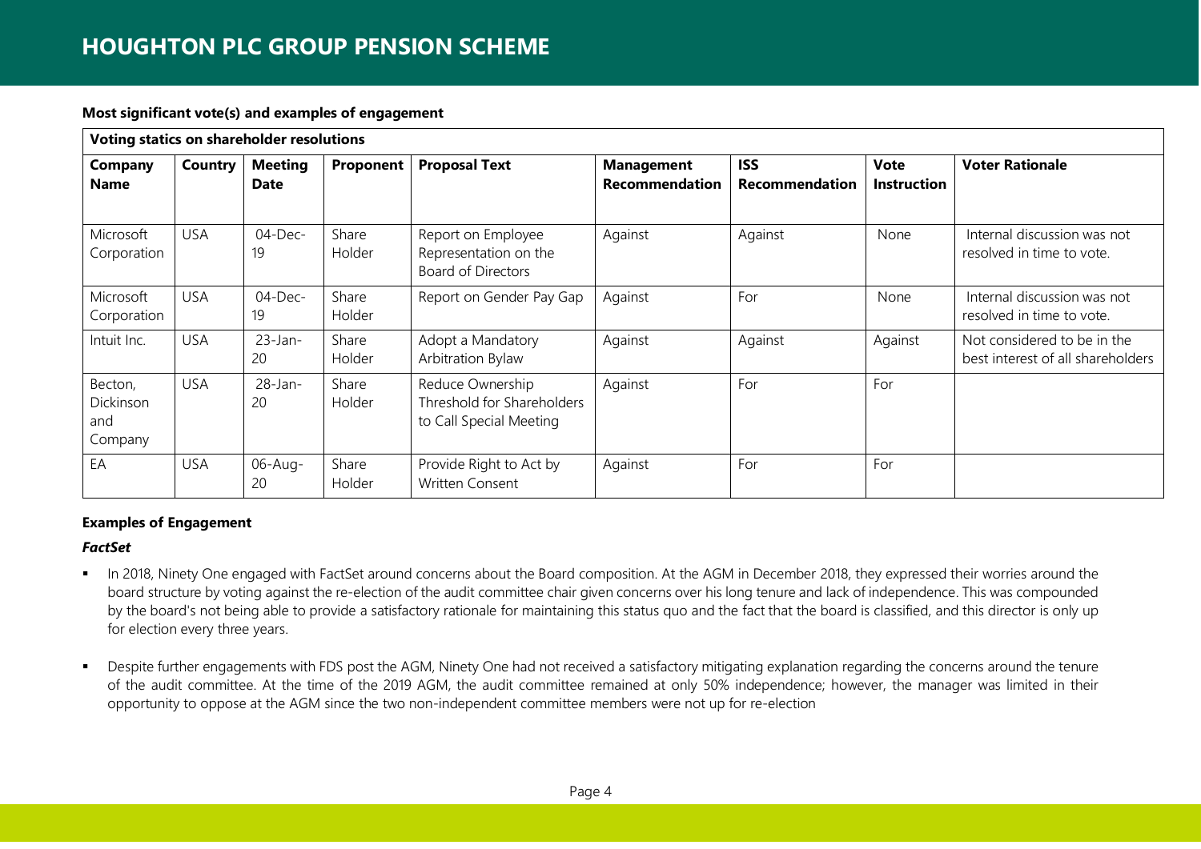**Most significant vote(s) and examples of engagement**

| Voting statics on shareholder resolutions | | | | | | | | |
|---|---|---|---|---|---|---|---|---|
| **Company Name** | **Country** | **Meeting Date** | **Proponent** | **Proposal Text** | **Management Recommendation** | **ISS Recommendation** | **Vote Instruction** | **Voter Rationale** |
| Microsoft Corporation | USA | 04-Dec-19 | Share Holder | Report on Employee Representation on the Board of Directors | Against | Against | None | Internal discussion was not resolved in time to vote. |
| Microsoft Corporation | USA | 04-Dec-19 | Share Holder | Report on Gender Pay Gap | Against | For | None | Internal discussion was not resolved in time to vote. |
| Intuit Inc. | USA | 23-Jan-20 | Share Holder | Adopt a Mandatory Arbitration Bylaw | Against | Against | Against | Not considered to be in the best interest of all shareholders |
| Becton, Dickinson and Company | USA | 28-Jan-20 | Share Holder | Reduce Ownership Threshold for Shareholders to Call Special Meeting | Against | For | For | |
| EA | USA | 06-Aug-20 | Share Holder | Provide Right to Act by Written Consent | Against | For | For | |

**Examples of Engagement**

***FactSet***

- In 2018, Ninety One engaged with FactSet around concerns about the Board composition. At the AGM in December 2018, they expressed their worries around the board structure by voting against the re-election of the audit committee chair given concerns over his long tenure and lack of independence. This was compounded by the board's not being able to provide a satisfactory rationale for maintaining this status quo and the fact that the board is classified, and this director is only up for election every three years.
- Despite further engagements with FDS post the AGM, Ninety One had not received a satisfactory mitigating explanation regarding the concerns around the tenure of the audit committee. At the time of the 2019 AGM, the audit committee remained at only 50% independence; however, the manager was limited in their opportunity to oppose at the AGM since the two non-independent committee members were not up for re-election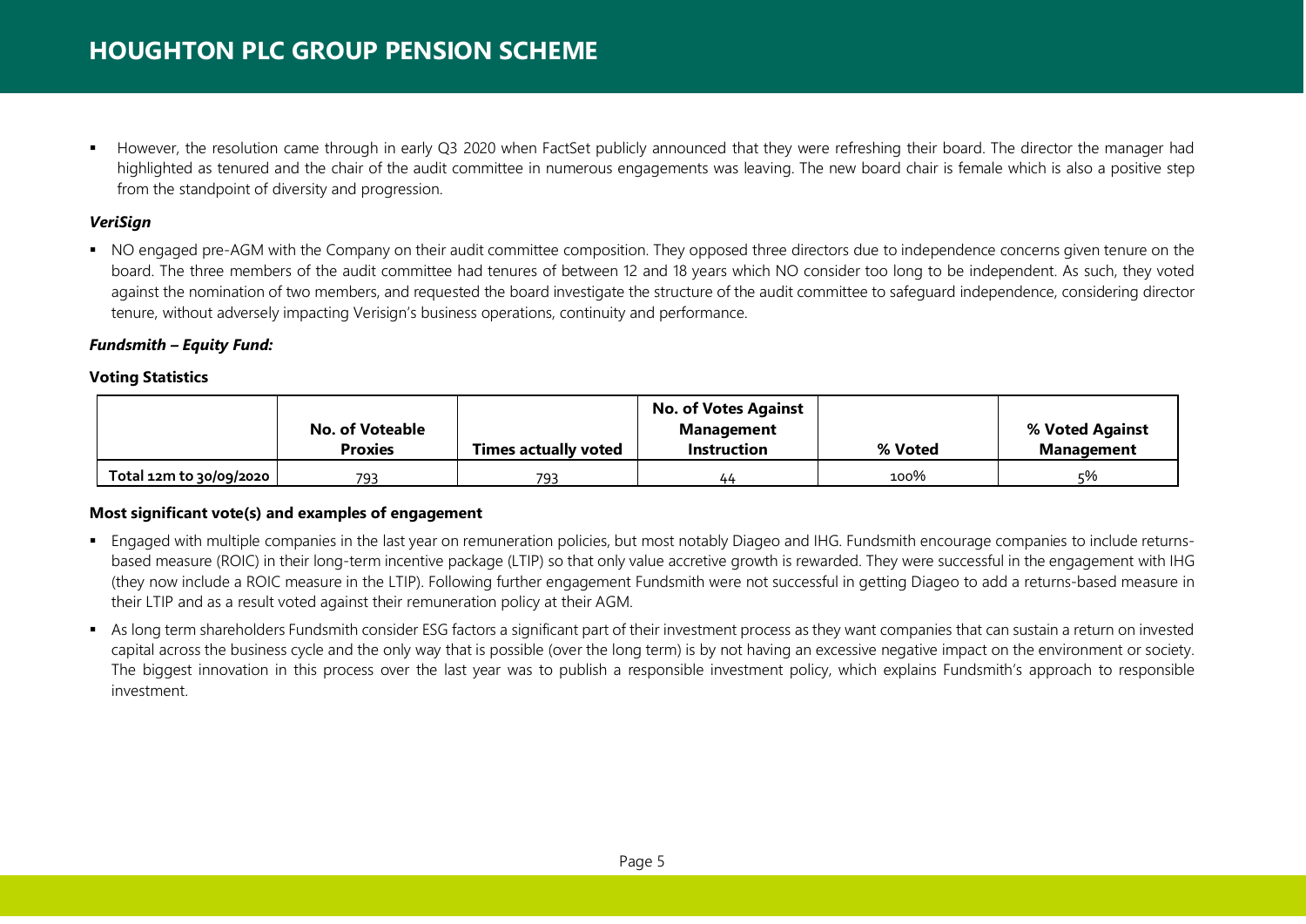- However, the resolution came through in early Q3 2020 when FactSet publicly announced that they were refreshing their board. The director the manager had highlighted as tenured and the chair of the audit committee in numerous engagements was leaving. The new board chair is female which is also a positive step from the standpoint of diversity and progression.

***VeriSign***

- NO engaged pre-AGM with the Company on their audit committee composition. They opposed three directors due to independence concerns given tenure on the board. The three members of the audit committee had tenures of between 12 and 18 years which NO consider too long to be independent. As such, they voted against the nomination of two members, and requested the board investigate the structure of the audit committee to safeguard independence, considering director tenure, without adversely impacting Verisign's business operations, continuity and performance.

***Fundsmith – Equity Fund:***

**Voting Statistics**

| | No. of Voteable Proxies | Times actually voted | No. of Votes Against Management Instruction | % Voted | % Voted Against Management |
|---|---|---|---|---|---|
| Total 12m to 30/09/2020 | 793 | 793 | 44 | 100% | 5% |

**Most significant vote(s) and examples of engagement**

- Engaged with multiple companies in the last year on remuneration policies, but most notably Diageo and IHG. Fundsmith encourage companies to include returns-based measure (ROIC) in their long-term incentive package (LTIP) so that only value accretive growth is rewarded. They were successful in the engagement with IHG (they now include a ROIC measure in the LTIP). Following further engagement Fundsmith were not successful in getting Diageo to add a returns-based measure in their LTIP and as a result voted against their remuneration policy at their AGM.
- As long term shareholders Fundsmith consider ESG factors a significant part of their investment process as they want companies that can sustain a return on invested capital across the business cycle and the only way that is possible (over the long term) is by not having an excessive negative impact on the environment or society. The biggest innovation in this process over the last year was to publish a responsible investment policy, which explains Fundsmith's approach to responsible investment.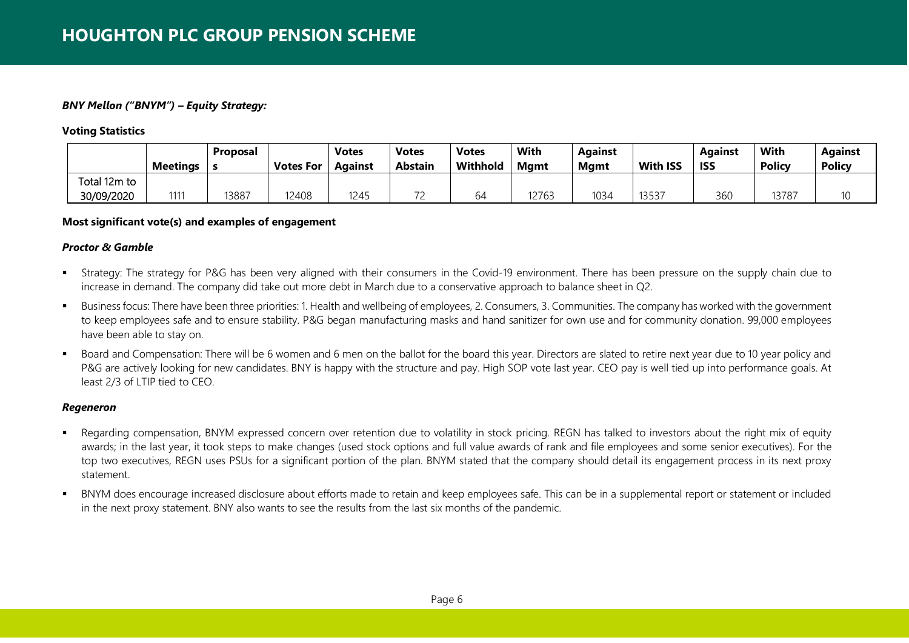*BNY Mellon ("BNYM") – Equity Strategy:*

**Voting Statistics**

| | Meetings | Proposals | Votes For | Votes Against | Votes Abstain | Votes Withhold | With Mgmt | Against Mgmt | With ISS | Against ISS | With Policy | Against Policy |
|---|---|---|---|---|---|---|---|---|---|---|---|---|
| Total 12m to 30/09/2020 | 1111 | 13887 | 12408 | 1245 | 72 | 64 | 12763 | 1034 | 13537 | 360 | 13787 | 10 |

**Most significant vote(s) and examples of engagement**

***Proctor & Gamble***

- Strategy: The strategy for P&G has been very aligned with their consumers in the Covid-19 environment. There has been pressure on the supply chain due to increase in demand. The company did take out more debt in March due to a conservative approach to balance sheet in Q2.
- Business focus: There have been three priorities: 1. Health and wellbeing of employees, 2. Consumers, 3. Communities. The company has worked with the government to keep employees safe and to ensure stability. P&G began manufacturing masks and hand sanitizer for own use and for community donation. 99,000 employees have been able to stay on.
- Board and Compensation: There will be 6 women and 6 men on the ballot for the board this year. Directors are slated to retire next year due to 10 year policy and P&G are actively looking for new candidates. BNY is happy with the structure and pay. High SOP vote last year. CEO pay is well tied up into performance goals. At least 2/3 of LTIP tied to CEO.

***Regeneron***

- Regarding compensation, BNYM expressed concern over retention due to volatility in stock pricing. REGN has talked to investors about the right mix of equity awards; in the last year, it took steps to make changes (used stock options and full value awards of rank and file employees and some senior executives). For the top two executives, REGN uses PSUs for a significant portion of the plan. BNYM stated that the company should detail its engagement process in its next proxy statement.
- BNYM does encourage increased disclosure about efforts made to retain and keep employees safe. This can be in a supplemental report or statement or included in the next proxy statement. BNY also wants to see the results from the last six months of the pandemic.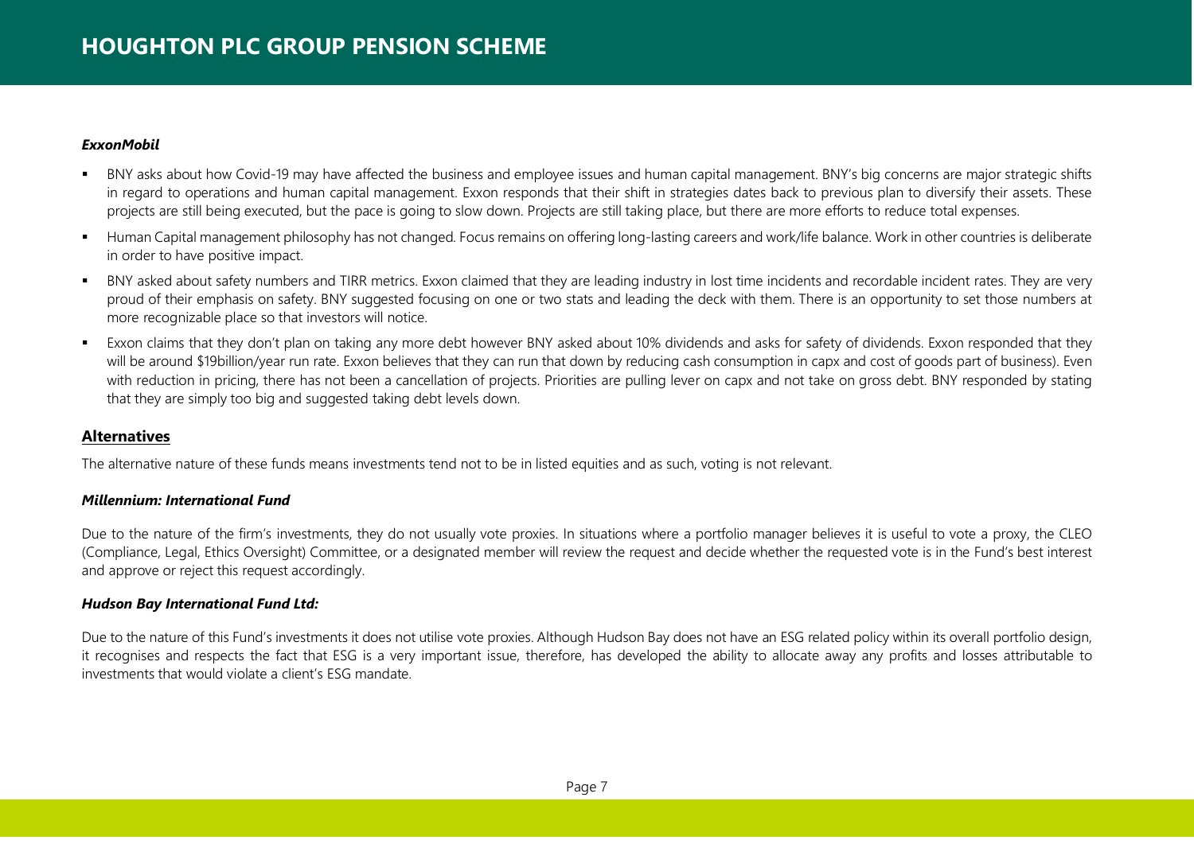***ExxonMobil***

- BNY asks about how Covid-19 may have affected the business and employee issues and human capital management. BNY's big concerns are major strategic shifts in regard to operations and human capital management. Exxon responds that their shift in strategies dates back to previous plan to diversify their assets. These projects are still being executed, but the pace is going to slow down. Projects are still taking place, but there are more efforts to reduce total expenses.
- Human Capital management philosophy has not changed. Focus remains on offering long-lasting careers and work/life balance. Work in other countries is deliberate in order to have positive impact.
- BNY asked about safety numbers and TIRR metrics. Exxon claimed that they are leading industry in lost time incidents and recordable incident rates. They are very proud of their emphasis on safety. BNY suggested focusing on one or two stats and leading the deck with them. There is an opportunity to set those numbers at more recognizable place so that investors will notice.
- Exxon claims that they don't plan on taking any more debt however BNY asked about 10% dividends and asks for safety of dividends. Exxon responded that they will be around $19billion/year run rate. Exxon believes that they can run that down by reducing cash consumption in capx and cost of goods part of business). Even with reduction in pricing, there has not been a cancellation of projects. Priorities are pulling lever on capx and not take on gross debt. BNY responded by stating that they are simply too big and suggested taking debt levels down.

## Alternatives

The alternative nature of these funds means investments tend not to be in listed equities and as such, voting is not relevant.

***Millennium: International Fund***

Due to the nature of the firm's investments, they do not usually vote proxies. In situations where a portfolio manager believes it is useful to vote a proxy, the CLEO (Compliance, Legal, Ethics Oversight) Committee, or a designated member will review the request and decide whether the requested vote is in the Fund's best interest and approve or reject this request accordingly.

***Hudson Bay International Fund Ltd:***

Due to the nature of this Fund's investments it does not utilise vote proxies. Although Hudson Bay does not have an ESG related policy within its overall portfolio design, it recognises and respects the fact that ESG is a very important issue, therefore, has developed the ability to allocate away any profits and losses attributable to investments that would violate a client's ESG mandate.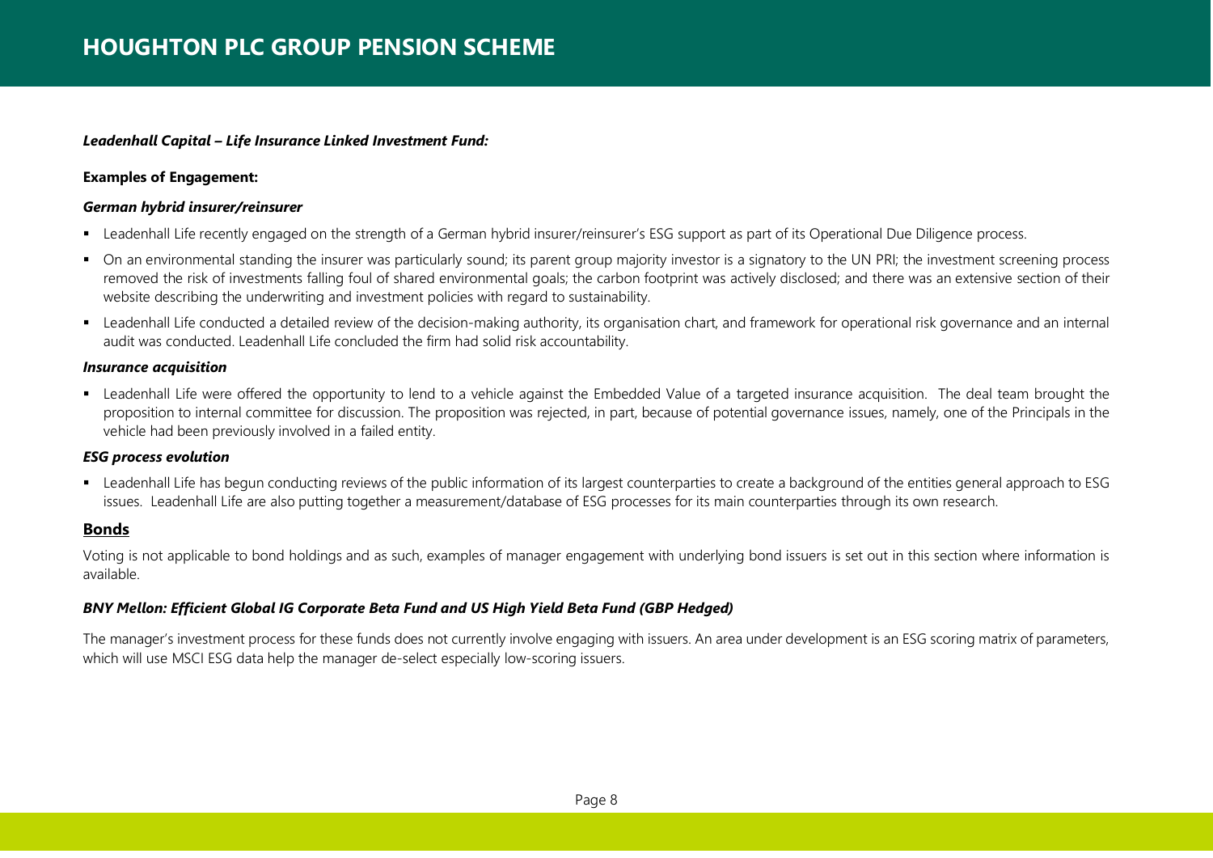***Leadenhall Capital – Life Insurance Linked Investment Fund:***

**Examples of Engagement:**

***German hybrid insurer/reinsurer***

- Leadenhall Life recently engaged on the strength of a German hybrid insurer/reinsurer's ESG support as part of its Operational Due Diligence process.
- On an environmental standing the insurer was particularly sound; its parent group majority investor is a signatory to the UN PRI; the investment screening process removed the risk of investments falling foul of shared environmental goals; the carbon footprint was actively disclosed; and there was an extensive section of their website describing the underwriting and investment policies with regard to sustainability.
- Leadenhall Life conducted a detailed review of the decision-making authority, its organisation chart, and framework for operational risk governance and an internal audit was conducted. Leadenhall Life concluded the firm had solid risk accountability.

***Insurance acquisition***

- Leadenhall Life were offered the opportunity to lend to a vehicle against the Embedded Value of a targeted insurance acquisition. The deal team brought the proposition to internal committee for discussion. The proposition was rejected, in part, because of potential governance issues, namely, one of the Principals in the vehicle had been previously involved in a failed entity.

***ESG process evolution***

- Leadenhall Life has begun conducting reviews of the public information of its largest counterparties to create a background of the entities general approach to ESG issues. Leadenhall Life are also putting together a measurement/database of ESG processes for its main counterparties through its own research.

## Bonds

Voting is not applicable to bond holdings and as such, examples of manager engagement with underlying bond issuers is set out in this section where information is available.

***BNY Mellon: Efficient Global IG Corporate Beta Fund and US High Yield Beta Fund (GBP Hedged)***

The manager's investment process for these funds does not currently involve engaging with issuers. An area under development is an ESG scoring matrix of parameters, which will use MSCI ESG data help the manager de-select especially low-scoring issuers.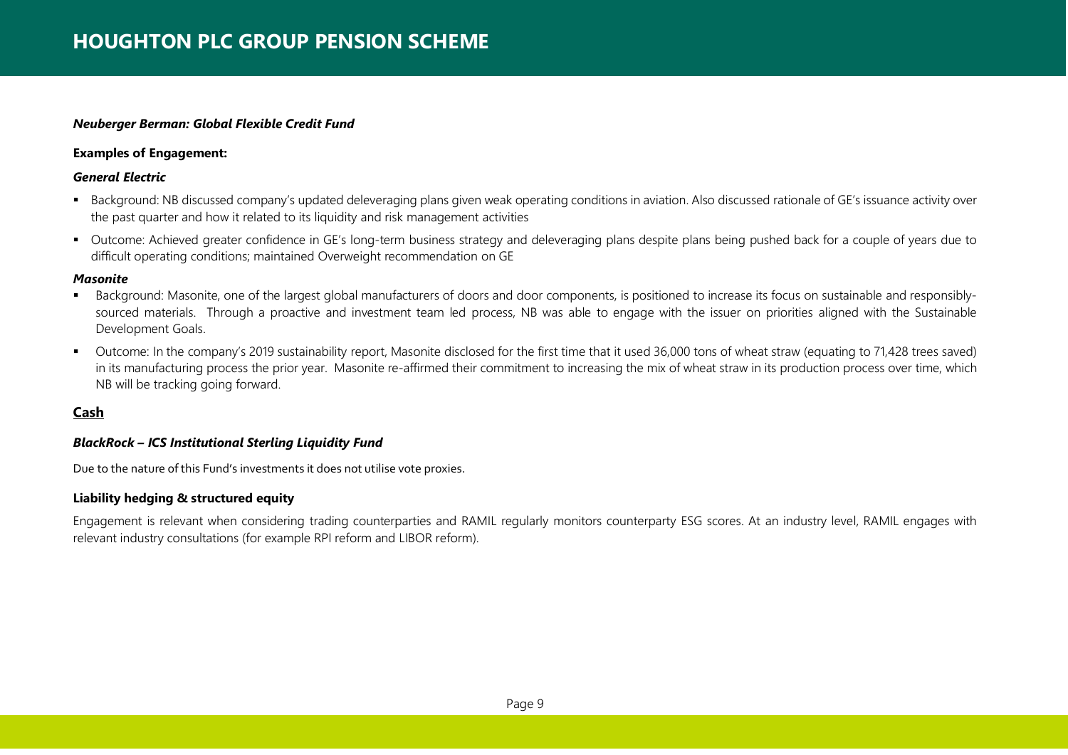***Neuberger Berman: Global Flexible Credit Fund***

**Examples of Engagement:**

***General Electric***

- Background: NB discussed company's updated deleveraging plans given weak operating conditions in aviation. Also discussed rationale of GE's issuance activity over the past quarter and how it related to its liquidity and risk management activities
- Outcome: Achieved greater confidence in GE's long-term business strategy and deleveraging plans despite plans being pushed back for a couple of years due to difficult operating conditions; maintained Overweight recommendation on GE

***Masonite***

- Background: Masonite, one of the largest global manufacturers of doors and door components, is positioned to increase its focus on sustainable and responsibly-sourced materials. Through a proactive and investment team led process, NB was able to engage with the issuer on priorities aligned with the Sustainable Development Goals.
- Outcome: In the company's 2019 sustainability report, Masonite disclosed for the first time that it used 36,000 tons of wheat straw (equating to 71,428 trees saved) in its manufacturing process the prior year. Masonite re-affirmed their commitment to increasing the mix of wheat straw in its production process over time, which NB will be tracking going forward.

## Cash

***BlackRock – ICS Institutional Sterling Liquidity Fund***

Due to the nature of this Fund's investments it does not utilise vote proxies.

**Liability hedging & structured equity**

Engagement is relevant when considering trading counterparties and RAMIL regularly monitors counterparty ESG scores. At an industry level, RAMIL engages with relevant industry consultations (for example RPI reform and LIBOR reform).